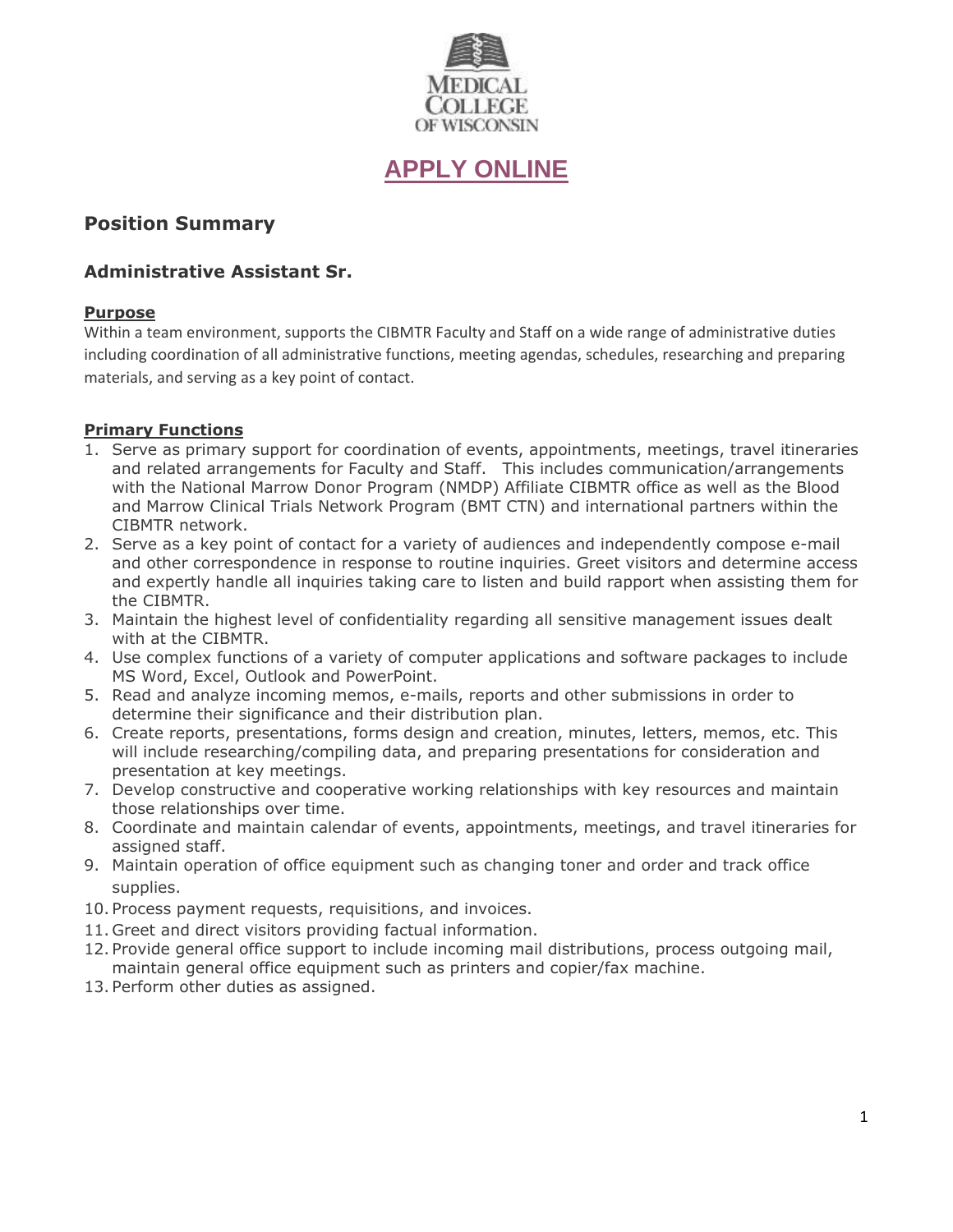MEDICAL COLLEGE OF WISCONSIN

**APPLY ONLINE**

## Position Summary

### Administrative Assistant Sr.

**Purpose**

Within a team environment, supports the CIBMTR Faculty and Staff on a wide range of administrative duties including coordination of all administrative functions, meeting agendas, schedules, researching and preparing materials, and serving as a key point of contact.

**Primary Functions**

1. Serve as primary support for coordination of events, appointments, meetings, travel itineraries and related arrangements for Faculty and Staff. This includes communication/arrangements with the National Marrow Donor Program (NMDP) Affiliate CIBMTR office as well as the Blood and Marrow Clinical Trials Network Program (BMT CTN) and international partners within the CIBMTR network.
2. Serve as a key point of contact for a variety of audiences and independently compose e-mail and other correspondence in response to routine inquiries. Greet visitors and determine access and expertly handle all inquiries taking care to listen and build rapport when assisting them for the CIBMTR.
3. Maintain the highest level of confidentiality regarding all sensitive management issues dealt with at the CIBMTR.
4. Use complex functions of a variety of computer applications and software packages to include MS Word, Excel, Outlook and PowerPoint.
5. Read and analyze incoming memos, e-mails, reports and other submissions in order to determine their significance and their distribution plan.
6. Create reports, presentations, forms design and creation, minutes, letters, memos, etc. This will include researching/compiling data, and preparing presentations for consideration and presentation at key meetings.
7. Develop constructive and cooperative working relationships with key resources and maintain those relationships over time.
8. Coordinate and maintain calendar of events, appointments, meetings, and travel itineraries for assigned staff.
9. Maintain operation of office equipment such as changing toner and order and track office supplies.
10. Process payment requests, requisitions, and invoices.
11. Greet and direct visitors providing factual information.
12. Provide general office support to include incoming mail distributions, process outgoing mail, maintain general office equipment such as printers and copier/fax machine.
13. Perform other duties as assigned.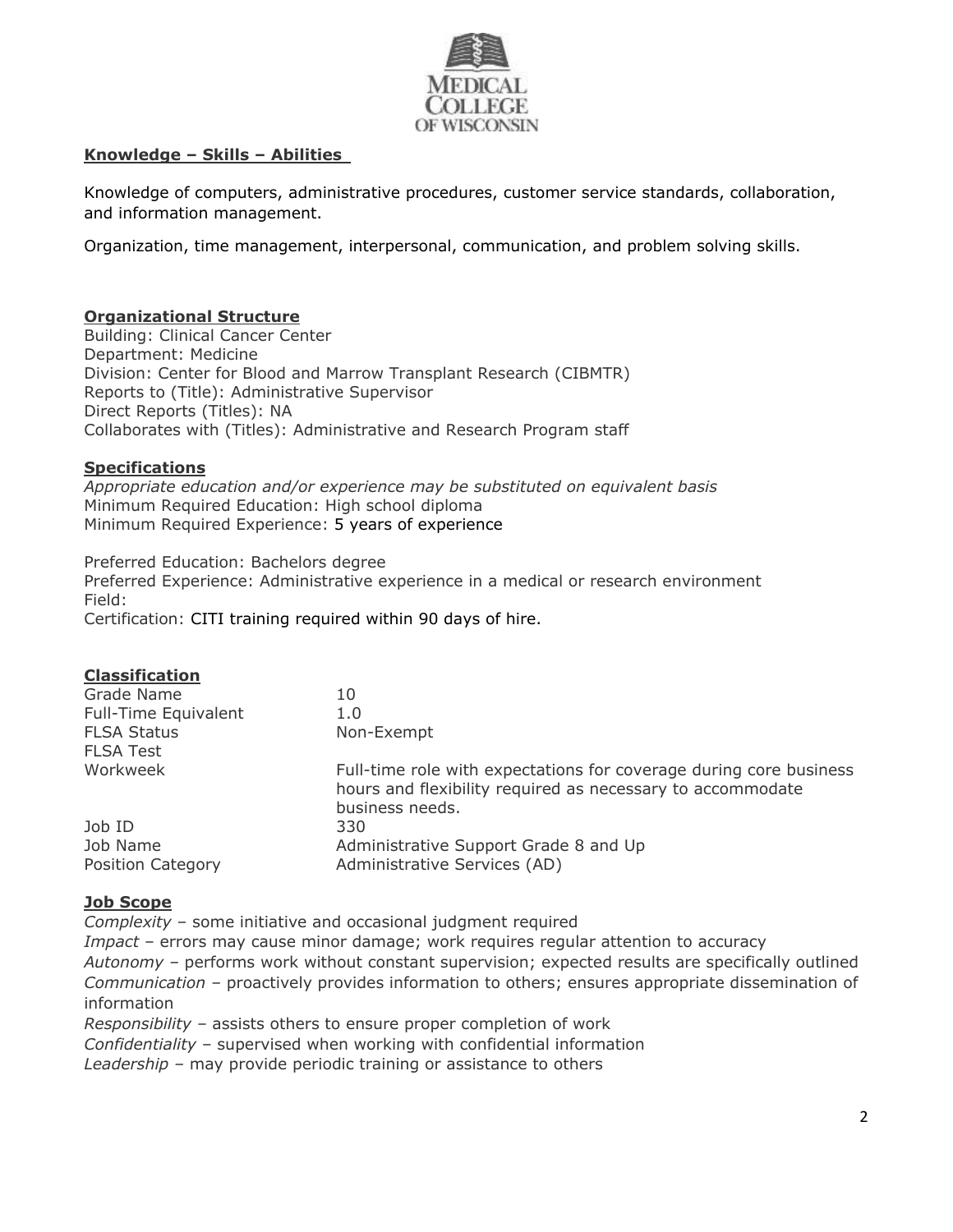**Knowledge – Skills – Abilities**

Knowledge of computers, administrative procedures, customer service standards, collaboration, and information management.

Organization, time management, interpersonal, communication, and problem solving skills.

**Organizational Structure**

Building: Clinical Cancer Center
Department: Medicine
Division: Center for Blood and Marrow Transplant Research (CIBMTR)
Reports to (Title): Administrative Supervisor
Direct Reports (Titles): NA
Collaborates with (Titles): Administrative and Research Program staff

**Specifications**

*Appropriate education and/or experience may be substituted on equivalent basis*
Minimum Required Education: High school diploma
Minimum Required Experience: 5 years of experience

Preferred Education: Bachelors degree
Preferred Experience: Administrative experience in a medical or research environment
Field:
Certification: CITI training required within 90 days of hire.

**Classification**

| | |
|---|---|
| Grade Name | 10 |
| Full-Time Equivalent | 1.0 |
| FLSA Status | Non-Exempt |
| FLSA Test | |
| Workweek | Full-time role with expectations for coverage during core business hours and flexibility required as necessary to accommodate business needs. |
| Job ID | 330 |
| Job Name | Administrative Support Grade 8 and Up |
| Position Category | Administrative Services (AD) |

**Job Scope**

*Complexity* – some initiative and occasional judgment required
*Impact* – errors may cause minor damage; work requires regular attention to accuracy
*Autonomy* – performs work without constant supervision; expected results are specifically outlined
*Communication* – proactively provides information to others; ensures appropriate dissemination of information
*Responsibility* – assists others to ensure proper completion of work
*Confidentiality* – supervised when working with confidential information
*Leadership* – may provide periodic training or assistance to others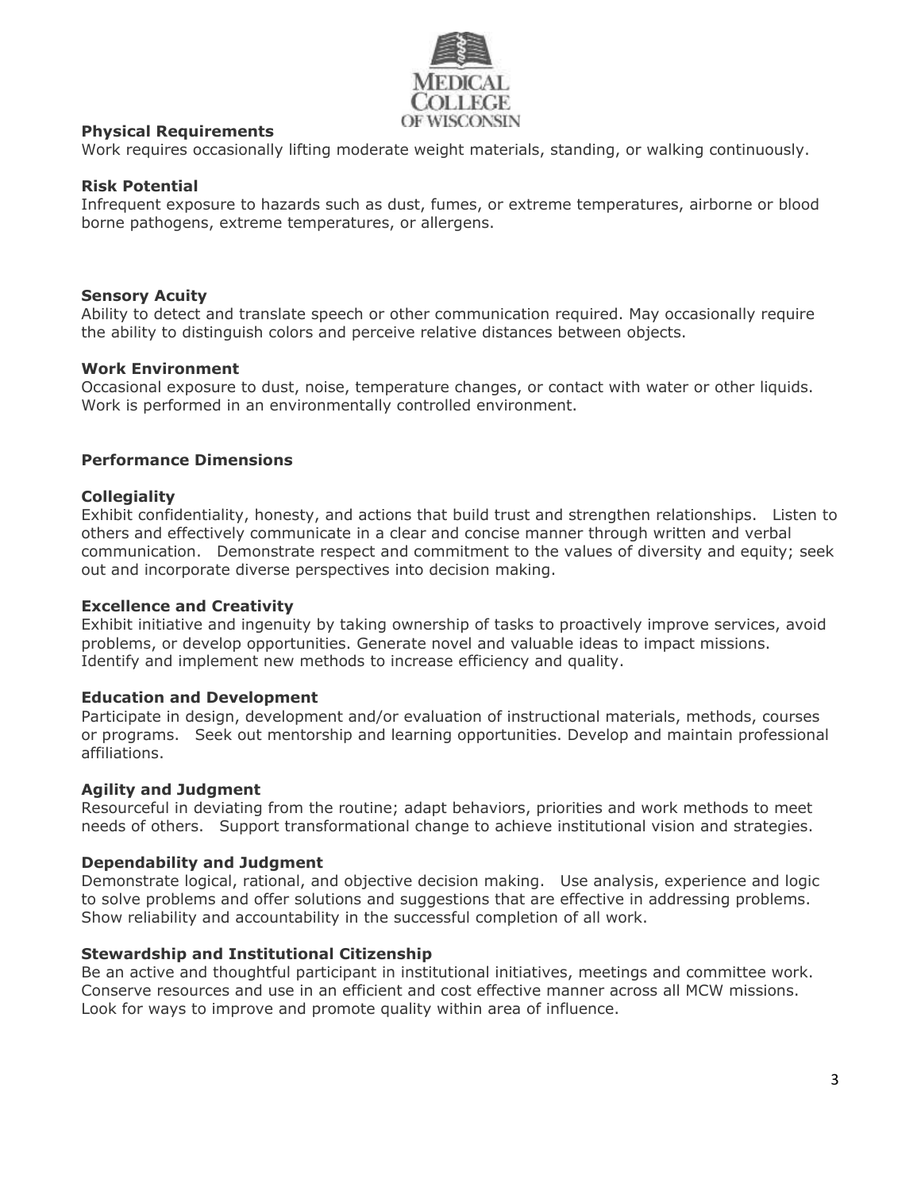**Physical Requirements**
Work requires occasionally lifting moderate weight materials, standing, or walking continuously.

**Risk Potential**
Infrequent exposure to hazards such as dust, fumes, or extreme temperatures, airborne or blood borne pathogens, extreme temperatures, or allergens.

**Sensory Acuity**
Ability to detect and translate speech or other communication required. May occasionally require the ability to distinguish colors and perceive relative distances between objects.

**Work Environment**
Occasional exposure to dust, noise, temperature changes, or contact with water or other liquids. Work is performed in an environmentally controlled environment.

**Performance Dimensions**

**Collegiality**
Exhibit confidentiality, honesty, and actions that build trust and strengthen relationships. Listen to others and effectively communicate in a clear and concise manner through written and verbal communication. Demonstrate respect and commitment to the values of diversity and equity; seek out and incorporate diverse perspectives into decision making.

**Excellence and Creativity**
Exhibit initiative and ingenuity by taking ownership of tasks to proactively improve services, avoid problems, or develop opportunities. Generate novel and valuable ideas to impact missions. Identify and implement new methods to increase efficiency and quality.

**Education and Development**
Participate in design, development and/or evaluation of instructional materials, methods, courses or programs. Seek out mentorship and learning opportunities. Develop and maintain professional affiliations.

**Agility and Judgment**
Resourceful in deviating from the routine; adapt behaviors, priorities and work methods to meet needs of others. Support transformational change to achieve institutional vision and strategies.

**Dependability and Judgment**
Demonstrate logical, rational, and objective decision making. Use analysis, experience and logic to solve problems and offer solutions and suggestions that are effective in addressing problems. Show reliability and accountability in the successful completion of all work.

**Stewardship and Institutional Citizenship**
Be an active and thoughtful participant in institutional initiatives, meetings and committee work. Conserve resources and use in an efficient and cost effective manner across all MCW missions. Look for ways to improve and promote quality within area of influence.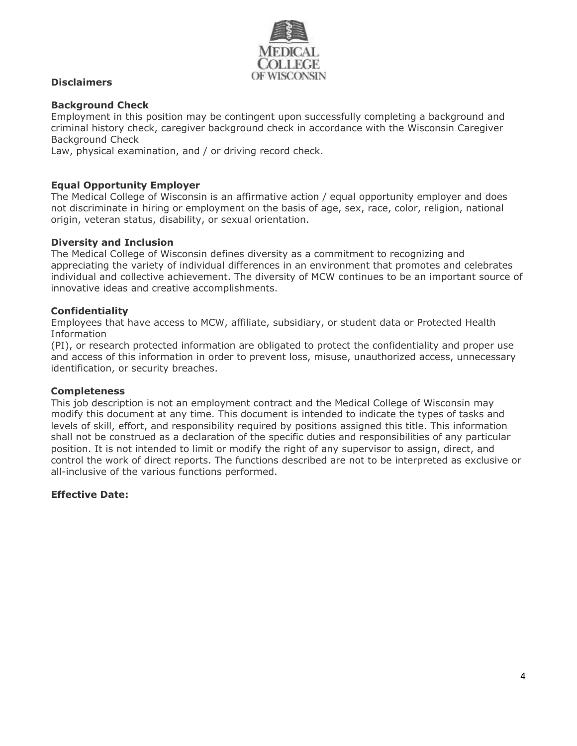**Disclaimers**

**Background Check**
Employment in this position may be contingent upon successfully completing a background and criminal history check, caregiver background check in accordance with the Wisconsin Caregiver Background Check
Law, physical examination, and / or driving record check.

**Equal Opportunity Employer**
The Medical College of Wisconsin is an affirmative action / equal opportunity employer and does not discriminate in hiring or employment on the basis of age, sex, race, color, religion, national origin, veteran status, disability, or sexual orientation.

**Diversity and Inclusion**
The Medical College of Wisconsin defines diversity as a commitment to recognizing and appreciating the variety of individual differences in an environment that promotes and celebrates individual and collective achievement. The diversity of MCW continues to be an important source of innovative ideas and creative accomplishments.

**Confidentiality**
Employees that have access to MCW, affiliate, subsidiary, or student data or Protected Health Information
(PI), or research protected information are obligated to protect the confidentiality and proper use and access of this information in order to prevent loss, misuse, unauthorized access, unnecessary identification, or security breaches.

**Completeness**
This job description is not an employment contract and the Medical College of Wisconsin may modify this document at any time. This document is intended to indicate the types of tasks and levels of skill, effort, and responsibility required by positions assigned this title. This information shall not be construed as a declaration of the specific duties and responsibilities of any particular position. It is not intended to limit or modify the right of any supervisor to assign, direct, and control the work of direct reports. The functions described are not to be interpreted as exclusive or all-inclusive of the various functions performed.

**Effective Date:**